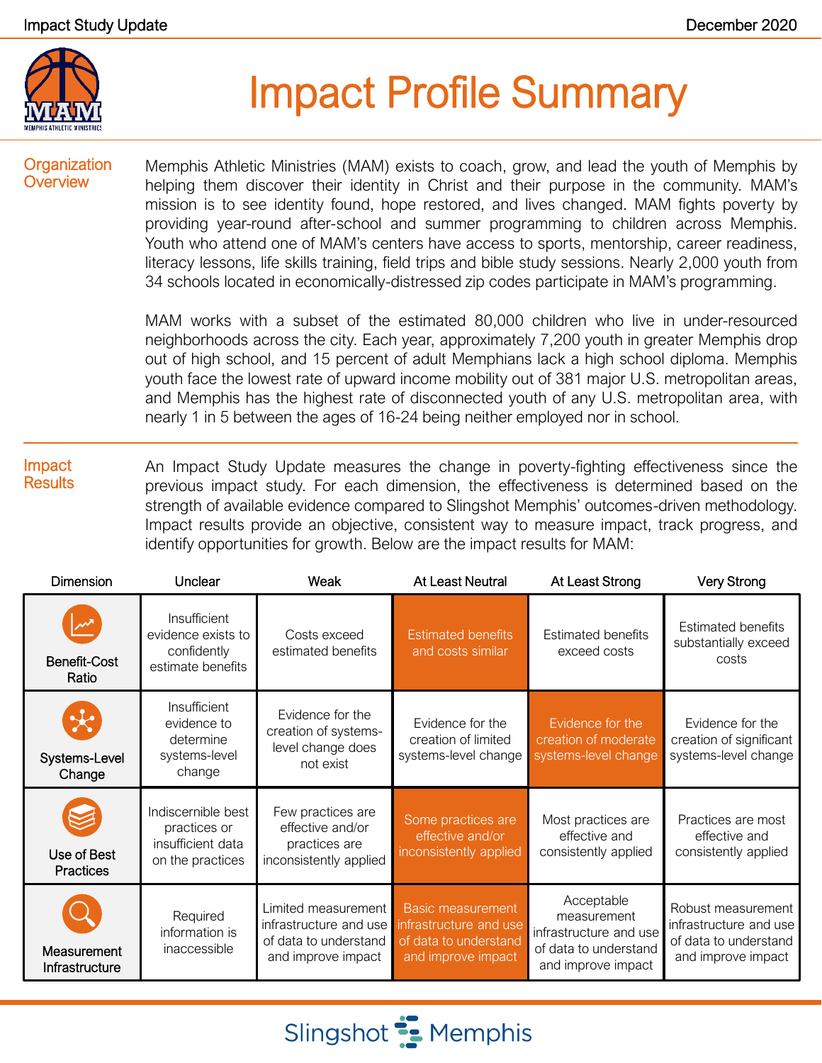Impact Study Update — December 2020

# Impact Profile Summary

## Organization Overview

Memphis Athletic Ministries (MAM) exists to coach, grow, and lead the youth of Memphis by helping them discover their identity in Christ and their purpose in the community. MAM's mission is to see identity found, hope restored, and lives changed. MAM fights poverty by providing year-round after-school and summer programming to children across Memphis. Youth who attend one of MAM's centers have access to sports, mentorship, career readiness, literacy lessons, life skills training, field trips and bible study sessions. Nearly 2,000 youth from 34 schools located in economically-distressed zip codes participate in MAM's programming.

MAM works with a subset of the estimated 80,000 children who live in under-resourced neighborhoods across the city. Each year, approximately 7,200 youth in greater Memphis drop out of high school, and 15 percent of adult Memphians lack a high school diploma. Memphis youth face the lowest rate of upward income mobility out of 381 major U.S. metropolitan areas, and Memphis has the highest rate of disconnected youth of any U.S. metropolitan area, with nearly 1 in 5 between the ages of 16-24 being neither employed nor in school.

## Impact Results

An Impact Study Update measures the change in poverty-fighting effectiveness since the previous impact study. For each dimension, the effectiveness is determined based on the strength of available evidence compared to Slingshot Memphis' outcomes-driven methodology. Impact results provide an objective, consistent way to measure impact, track progress, and identify opportunities for growth. Below are the impact results for MAM:

| Dimension | Unclear | Weak | At Least Neutral | At Least Strong | Very Strong |
|---|---|---|---|---|---|
| Benefit-Cost Ratio | Insufficient evidence exists to confidently estimate benefits | Costs exceed estimated benefits | **Estimated benefits and costs similar** | Estimated benefits exceed costs | Estimated benefits substantially exceed costs |
| Systems-Level Change | Insufficient evidence to determine systems-level change | Evidence for the creation of systems-level change does not exist | Evidence for the creation of limited systems-level change | **Evidence for the creation of moderate systems-level change** | Evidence for the creation of significant systems-level change |
| Use of Best Practices | Indiscernible best practices or insufficient data on the practices | Few practices are effective and/or practices are inconsistently applied | **Some practices are effective and/or inconsistently applied** | Most practices are effective and consistently applied | Practices are most effective and consistently applied |
| Measurement Infrastructure | Required information is inaccessible | Limited measurement infrastructure and use of data to understand and improve impact | **Basic measurement infrastructure and use of data to understand and improve impact** | Acceptable measurement infrastructure and use of data to understand and improve impact | Robust measurement infrastructure and use of data to understand and improve impact |

Slingshot Memphis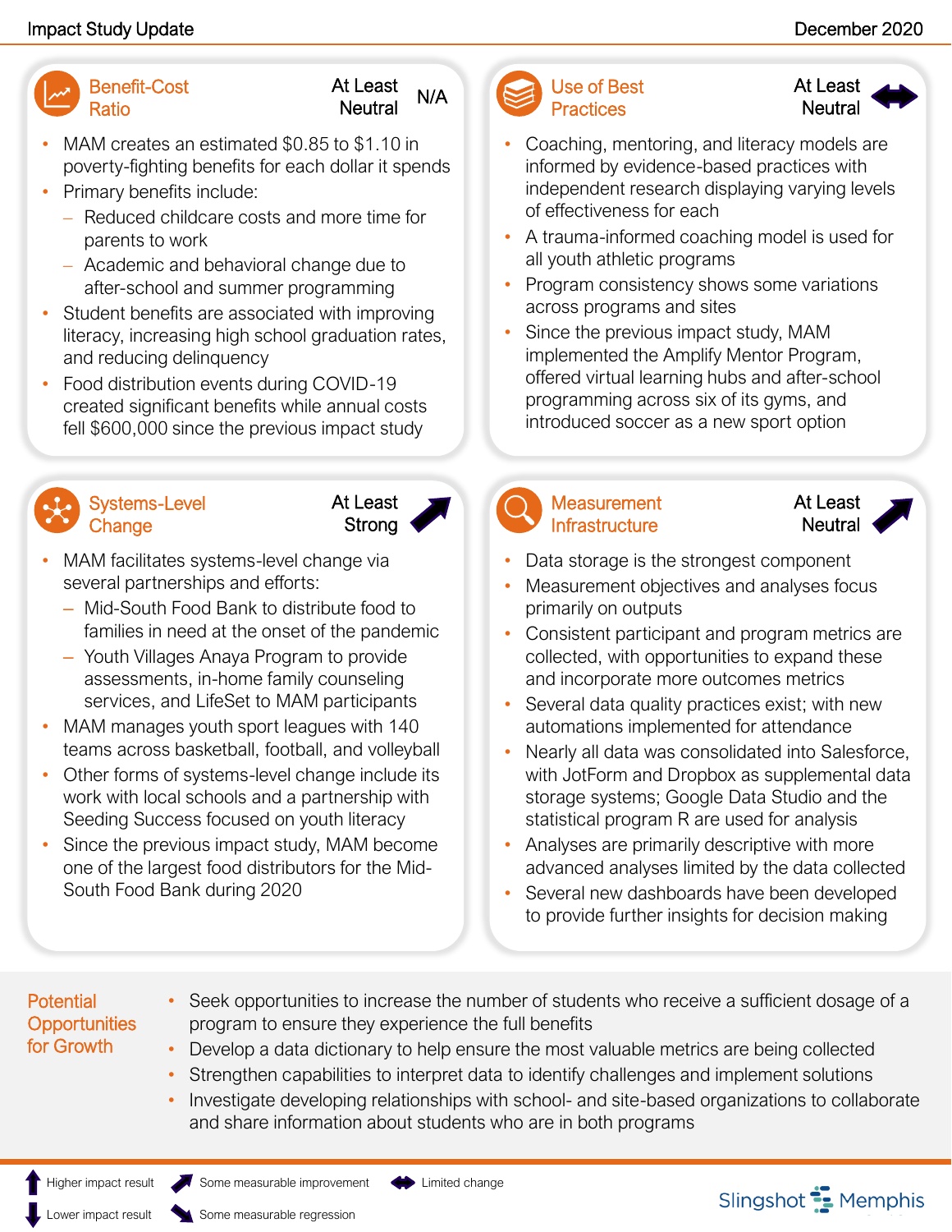# Impact Study Update

December 2020

## Benefit-Cost Ratio

At Least Neutral — N/A

- MAM creates an estimated $0.85 to $1.10 in poverty-fighting benefits for each dollar it spends
- Primary benefits include:
  - Reduced childcare costs and more time for parents to work
  - Academic and behavioral change due to after-school and summer programming
- Student benefits are associated with improving literacy, increasing high school graduation rates, and reducing delinquency
- Food distribution events during COVID-19 created significant benefits while annual costs fell $600,000 since the previous impact study

## Use of Best Practices

At Least Neutral

- Coaching, mentoring, and literacy models are informed by evidence-based practices with independent research displaying varying levels of effectiveness for each
- A trauma-informed coaching model is used for all youth athletic programs
- Program consistency shows some variations across programs and sites
- Since the previous impact study, MAM implemented the Amplify Mentor Program, offered virtual learning hubs and after-school programming across six of its gyms, and introduced soccer as a new sport option

## Systems-Level Change

At Least Strong

- MAM facilitates systems-level change via several partnerships and efforts:
  - Mid-South Food Bank to distribute food to families in need at the onset of the pandemic
  - Youth Villages Anaya Program to provide assessments, in-home family counseling services, and LifeSet to MAM participants
- MAM manages youth sport leagues with 140 teams across basketball, football, and volleyball
- Other forms of systems-level change include its work with local schools and a partnership with Seeding Success focused on youth literacy
- Since the previous impact study, MAM become one of the largest food distributors for the Mid-South Food Bank during 2020

## Measurement Infrastructure

At Least Neutral

- Data storage is the strongest component
- Measurement objectives and analyses focus primarily on outputs
- Consistent participant and program metrics are collected, with opportunities to expand these and incorporate more outcomes metrics
- Several data quality practices exist; with new automations implemented for attendance
- Nearly all data was consolidated into Salesforce, with JotForm and Dropbox as supplemental data storage systems; Google Data Studio and the statistical program R are used for analysis
- Analyses are primarily descriptive with more advanced analyses limited by the data collected
- Several new dashboards have been developed to provide further insights for decision making

## Potential Opportunities for Growth

- Seek opportunities to increase the number of students who receive a sufficient dosage of a program to ensure they experience the full benefits
- Develop a data dictionary to help ensure the most valuable metrics are being collected
- Strengthen capabilities to interpret data to identify challenges and implement solutions
- Investigate developing relationships with school- and site-based organizations to collaborate and share information about students who are in both programs

Higher impact result — Lower impact result — Some measurable improvement — Some measurable regression — Limited change

Slingshot Memphis